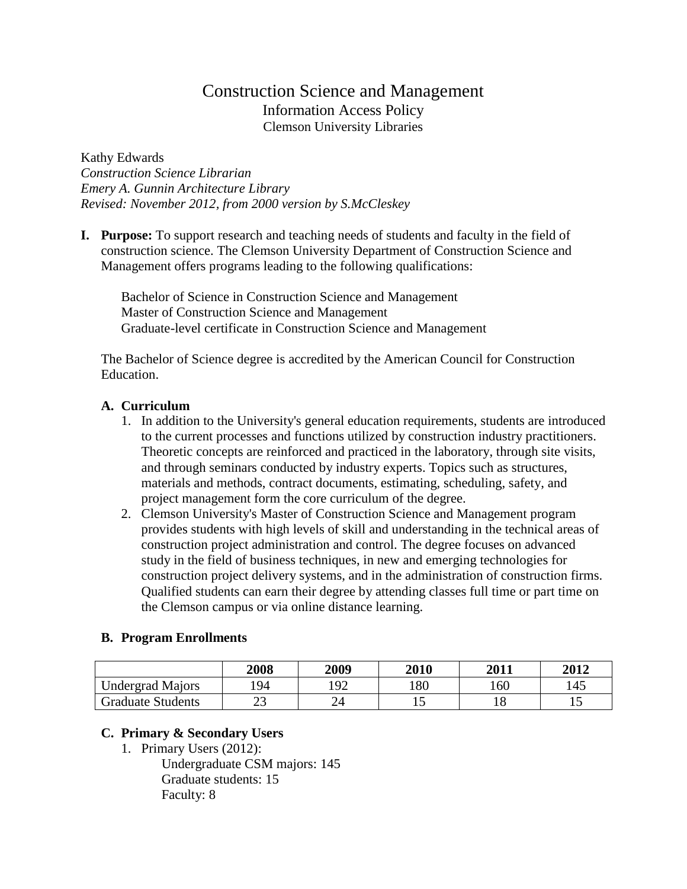# Construction Science and Management

## Information Access Policy

### Clemson University Libraries

Kathy Edwards
*Construction Science Librarian*
*Emery A. Gunnin Architecture Library*
*Revised: November 2012, from 2000 version by S.McCleskey*

**I. Purpose:** To support research and teaching needs of students and faculty in the field of construction science. The Clemson University Department of Construction Science and Management offers programs leading to the following qualifications:

Bachelor of Science in Construction Science and Management
Master of Construction Science and Management
Graduate-level certificate in Construction Science and Management

The Bachelor of Science degree is accredited by the American Council for Construction Education.

**A. Curriculum**

1. In addition to the University's general education requirements, students are introduced to the current processes and functions utilized by construction industry practitioners. Theoretic concepts are reinforced and practiced in the laboratory, through site visits, and through seminars conducted by industry experts. Topics such as structures, materials and methods, contract documents, estimating, scheduling, safety, and project management form the core curriculum of the degree.
2. Clemson University's Master of Construction Science and Management program provides students with high levels of skill and understanding in the technical areas of construction project administration and control. The degree focuses on advanced study in the field of business techniques, in new and emerging technologies for construction project delivery systems, and in the administration of construction firms. Qualified students can earn their degree by attending classes full time or part time on the Clemson campus or via online distance learning.

**B. Program Enrollments**

| | 2008 | 2009 | 2010 | 2011 | 2012 |
|---|---|---|---|---|---|
| Undergrad Majors | 194 | 192 | 180 | 160 | 145 |
| Graduate Students | 23 | 24 | 15 | 18 | 15 |

**C. Primary & Secondary Users**

1. Primary Users (2012):
   Undergraduate CSM majors: 145
   Graduate students: 15
   Faculty: 8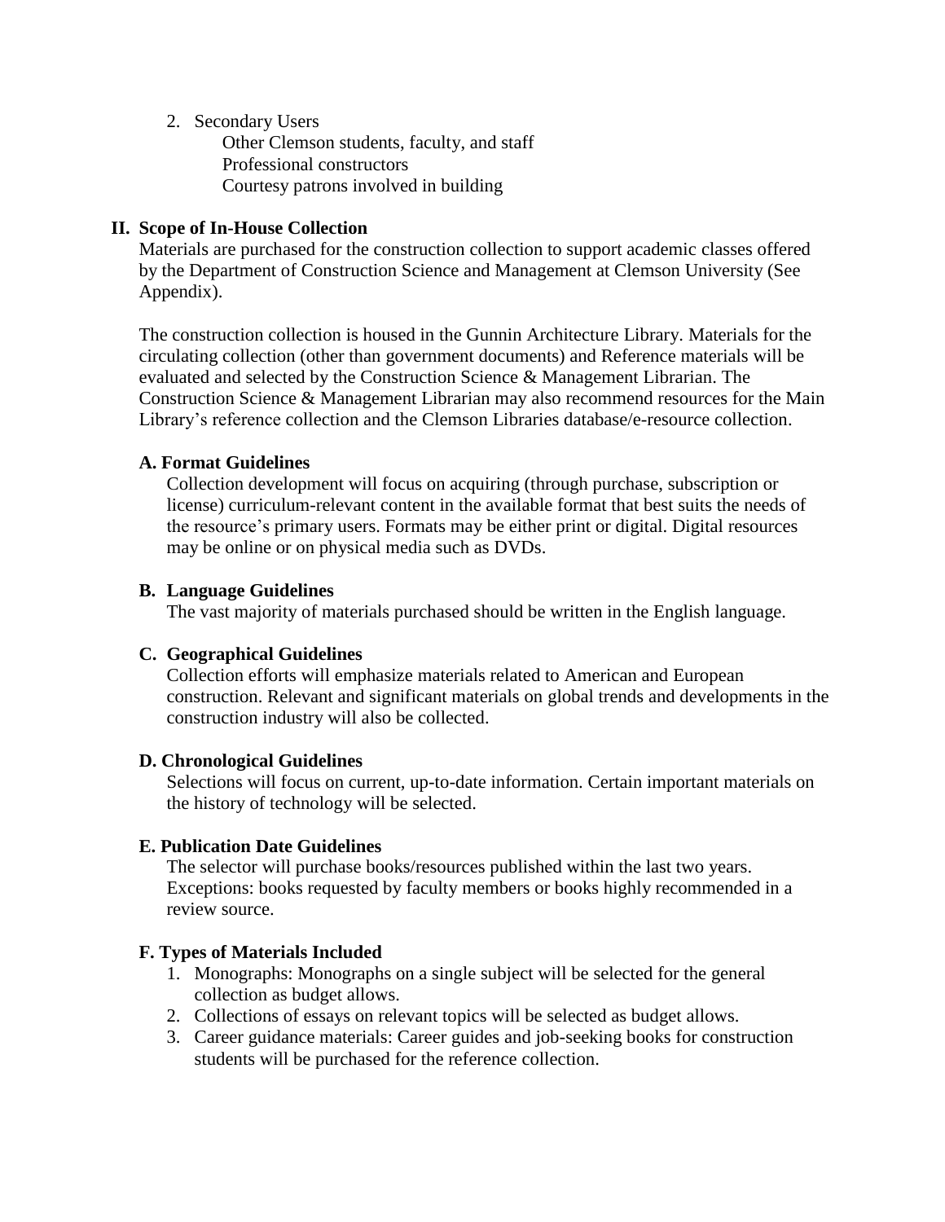2. Secondary Users
   - Other Clemson students, faculty, and staff
   - Professional constructors
   - Courtesy patrons involved in building

## II. Scope of In-House Collection

Materials are purchased for the construction collection to support academic classes offered by the Department of Construction Science and Management at Clemson University (See Appendix).

The construction collection is housed in the Gunnin Architecture Library. Materials for the circulating collection (other than government documents) and Reference materials will be evaluated and selected by the Construction Science & Management Librarian. The Construction Science & Management Librarian may also recommend resources for the Main Library's reference collection and the Clemson Libraries database/e-resource collection.

### A. Format Guidelines

Collection development will focus on acquiring (through purchase, subscription or license) curriculum-relevant content in the available format that best suits the needs of the resource's primary users. Formats may be either print or digital. Digital resources may be online or on physical media such as DVDs.

### B. Language Guidelines

The vast majority of materials purchased should be written in the English language.

### C. Geographical Guidelines

Collection efforts will emphasize materials related to American and European construction. Relevant and significant materials on global trends and developments in the construction industry will also be collected.

### D. Chronological Guidelines

Selections will focus on current, up-to-date information. Certain important materials on the history of technology will be selected.

### E. Publication Date Guidelines

The selector will purchase books/resources published within the last two years. Exceptions: books requested by faculty members or books highly recommended in a review source.

### F. Types of Materials Included

1. Monographs: Monographs on a single subject will be selected for the general collection as budget allows.
2. Collections of essays on relevant topics will be selected as budget allows.
3. Career guidance materials: Career guides and job-seeking books for construction students will be purchased for the reference collection.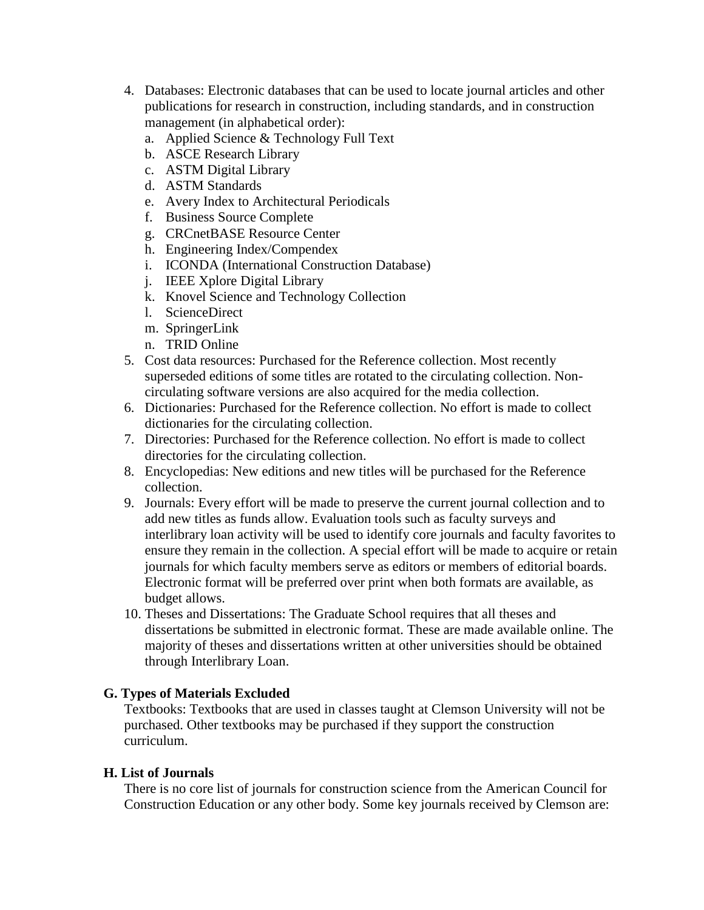4. Databases: Electronic databases that can be used to locate journal articles and other publications for research in construction, including standards, and in construction management (in alphabetical order):
   a. Applied Science & Technology Full Text
   b. ASCE Research Library
   c. ASTM Digital Library
   d. ASTM Standards
   e. Avery Index to Architectural Periodicals
   f. Business Source Complete
   g. CRCnetBASE Resource Center
   h. Engineering Index/Compendex
   i. ICONDA (International Construction Database)
   j. IEEE Xplore Digital Library
   k. Knovel Science and Technology Collection
   l. ScienceDirect
   m. SpringerLink
   n. TRID Online
5. Cost data resources: Purchased for the Reference collection. Most recently superseded editions of some titles are rotated to the circulating collection. Non-circulating software versions are also acquired for the media collection.
6. Dictionaries: Purchased for the Reference collection. No effort is made to collect dictionaries for the circulating collection.
7. Directories: Purchased for the Reference collection. No effort is made to collect directories for the circulating collection.
8. Encyclopedias: New editions and new titles will be purchased for the Reference collection.
9. Journals: Every effort will be made to preserve the current journal collection and to add new titles as funds allow. Evaluation tools such as faculty surveys and interlibrary loan activity will be used to identify core journals and faculty favorites to ensure they remain in the collection. A special effort will be made to acquire or retain journals for which faculty members serve as editors or members of editorial boards. Electronic format will be preferred over print when both formats are available, as budget allows.
10. Theses and Dissertations: The Graduate School requires that all theses and dissertations be submitted in electronic format. These are made available online. The majority of theses and dissertations written at other universities should be obtained through Interlibrary Loan.

### G. Types of Materials Excluded

Textbooks: Textbooks that are used in classes taught at Clemson University will not be purchased. Other textbooks may be purchased if they support the construction curriculum.

### H. List of Journals

There is no core list of journals for construction science from the American Council for Construction Education or any other body. Some key journals received by Clemson are: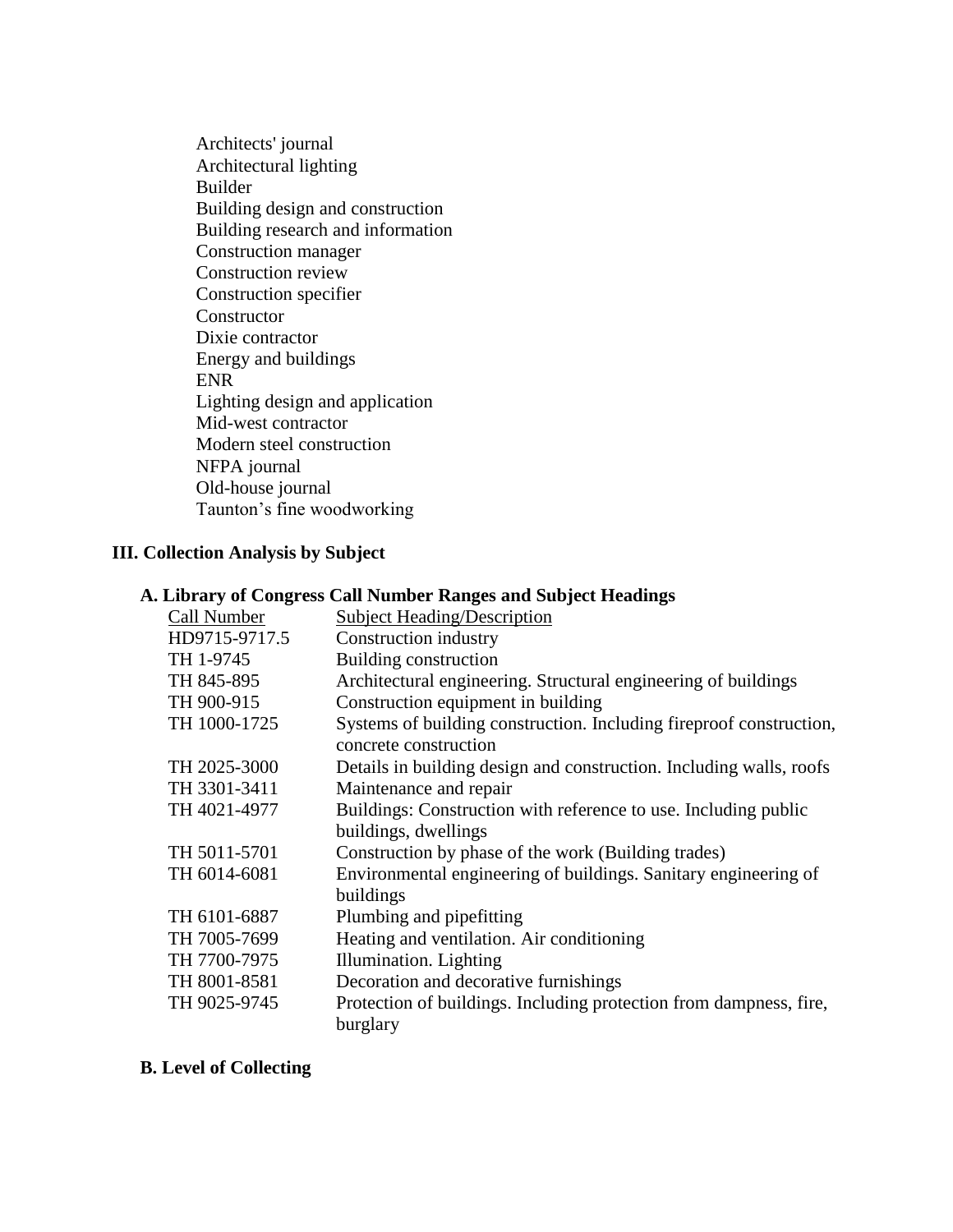Architects' journal
Architectural lighting
Builder
Building design and construction
Building research and information
Construction manager
Construction review
Construction specifier
Constructor
Dixie contractor
Energy and buildings
ENR
Lighting design and application
Mid-west contractor
Modern steel construction
NFPA journal
Old-house journal
Taunton's fine woodworking

## III. Collection Analysis by Subject

### A. Library of Congress Call Number Ranges and Subject Headings

| Call Number | Subject Heading/Description |
| --- | --- |
| HD9715-9717.5 | Construction industry |
| TH 1-9745 | Building construction |
| TH 845-895 | Architectural engineering. Structural engineering of buildings |
| TH 900-915 | Construction equipment in building |
| TH 1000-1725 | Systems of building construction. Including fireproof construction, concrete construction |
| TH 2025-3000 | Details in building design and construction. Including walls, roofs |
| TH 3301-3411 | Maintenance and repair |
| TH 4021-4977 | Buildings: Construction with reference to use. Including public buildings, dwellings |
| TH 5011-5701 | Construction by phase of the work (Building trades) |
| TH 6014-6081 | Environmental engineering of buildings. Sanitary engineering of buildings |
| TH 6101-6887 | Plumbing and pipefitting |
| TH 7005-7699 | Heating and ventilation. Air conditioning |
| TH 7700-7975 | Illumination. Lighting |
| TH 8001-8581 | Decoration and decorative furnishings |
| TH 9025-9745 | Protection of buildings. Including protection from dampness, fire, burglary |

### B. Level of Collecting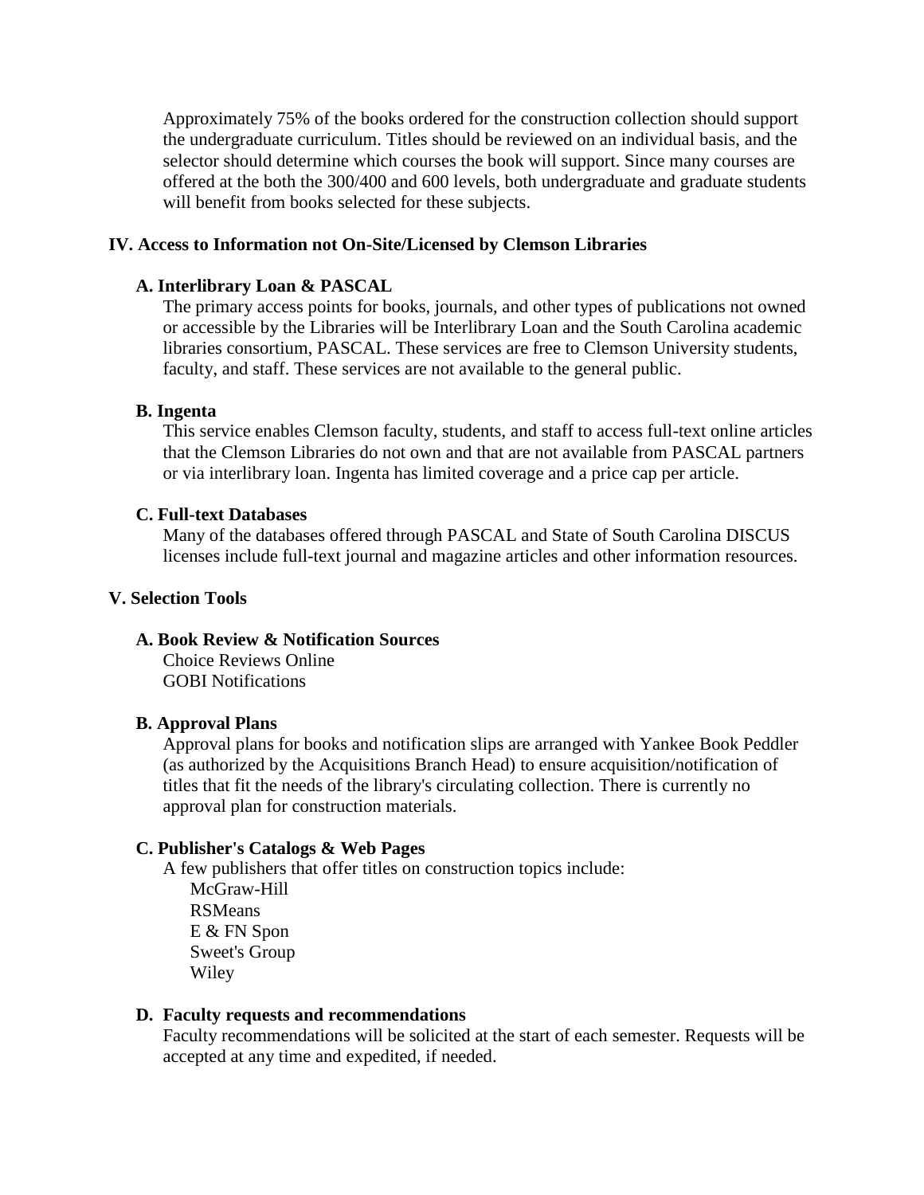Approximately 75% of the books ordered for the construction collection should support the undergraduate curriculum. Titles should be reviewed on an individual basis, and the selector should determine which courses the book will support. Since many courses are offered at the both the 300/400 and 600 levels, both undergraduate and graduate students will benefit from books selected for these subjects.

## IV. Access to Information not On-Site/Licensed by Clemson Libraries

### A. Interlibrary Loan & PASCAL

The primary access points for books, journals, and other types of publications not owned or accessible by the Libraries will be Interlibrary Loan and the South Carolina academic libraries consortium, PASCAL. These services are free to Clemson University students, faculty, and staff. These services are not available to the general public.

### B. Ingenta

This service enables Clemson faculty, students, and staff to access full-text online articles that the Clemson Libraries do not own and that are not available from PASCAL partners or via interlibrary loan. Ingenta has limited coverage and a price cap per article.

### C. Full-text Databases

Many of the databases offered through PASCAL and State of South Carolina DISCUS licenses include full-text journal and magazine articles and other information resources.

## V. Selection Tools

### A. Book Review & Notification Sources

Choice Reviews Online
GOBI Notifications

### B. Approval Plans

Approval plans for books and notification slips are arranged with Yankee Book Peddler (as authorized by the Acquisitions Branch Head) to ensure acquisition/notification of titles that fit the needs of the library's circulating collection. There is currently no approval plan for construction materials.

### C. Publisher's Catalogs & Web Pages

A few publishers that offer titles on construction topics include:

- McGraw-Hill
- RSMeans
- E & FN Spon
- Sweet's Group
- Wiley

### D. Faculty requests and recommendations

Faculty recommendations will be solicited at the start of each semester. Requests will be accepted at any time and expedited, if needed.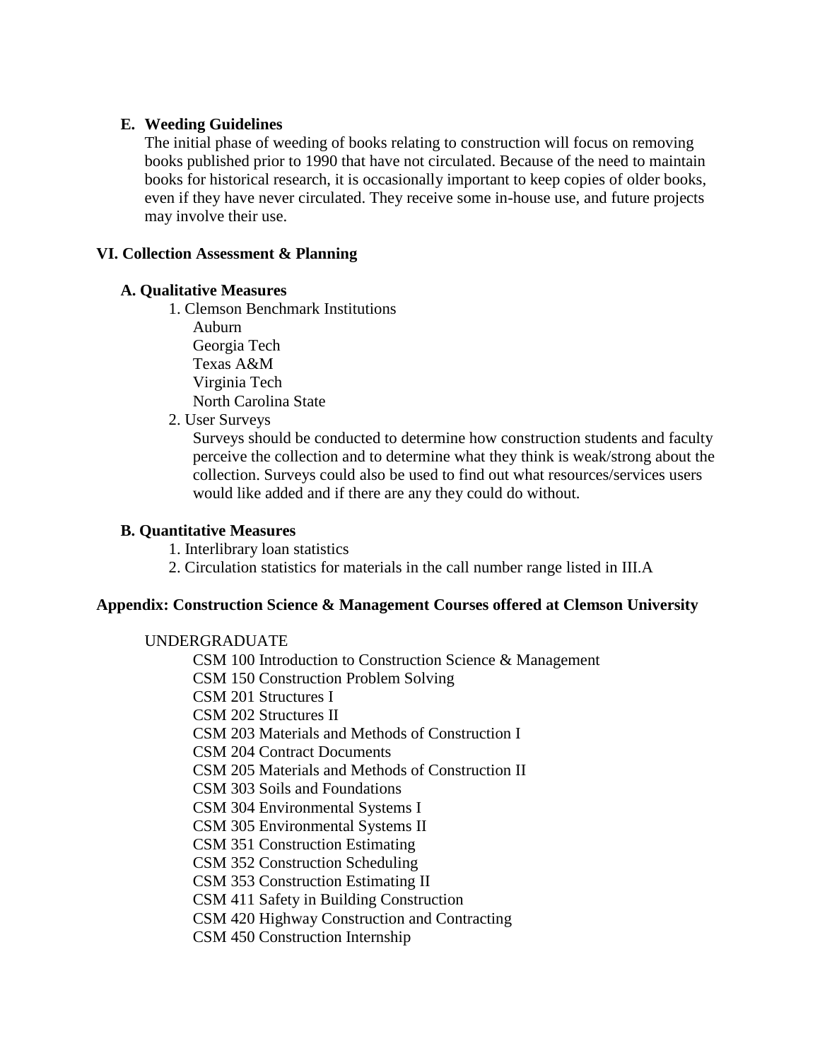### E. Weeding Guidelines

The initial phase of weeding of books relating to construction will focus on removing books published prior to 1990 that have not circulated. Because of the need to maintain books for historical research, it is occasionally important to keep copies of older books, even if they have never circulated. They receive some in-house use, and future projects may involve their use.

## VI. Collection Assessment & Planning

### A. Qualitative Measures

1. Clemson Benchmark Institutions
   - Auburn
   - Georgia Tech
   - Texas A&M
   - Virginia Tech
   - North Carolina State
2. User Surveys

   Surveys should be conducted to determine how construction students and faculty perceive the collection and to determine what they think is weak/strong about the collection. Surveys could also be used to find out what resources/services users would like added and if there are any they could do without.

### B. Quantitative Measures

1. Interlibrary loan statistics
2. Circulation statistics for materials in the call number range listed in III.A

## Appendix: Construction Science & Management Courses offered at Clemson University

UNDERGRADUATE

- CSM 100 Introduction to Construction Science & Management
- CSM 150 Construction Problem Solving
- CSM 201 Structures I
- CSM 202 Structures II
- CSM 203 Materials and Methods of Construction I
- CSM 204 Contract Documents
- CSM 205 Materials and Methods of Construction II
- CSM 303 Soils and Foundations
- CSM 304 Environmental Systems I
- CSM 305 Environmental Systems II
- CSM 351 Construction Estimating
- CSM 352 Construction Scheduling
- CSM 353 Construction Estimating II
- CSM 411 Safety in Building Construction
- CSM 420 Highway Construction and Contracting
- CSM 450 Construction Internship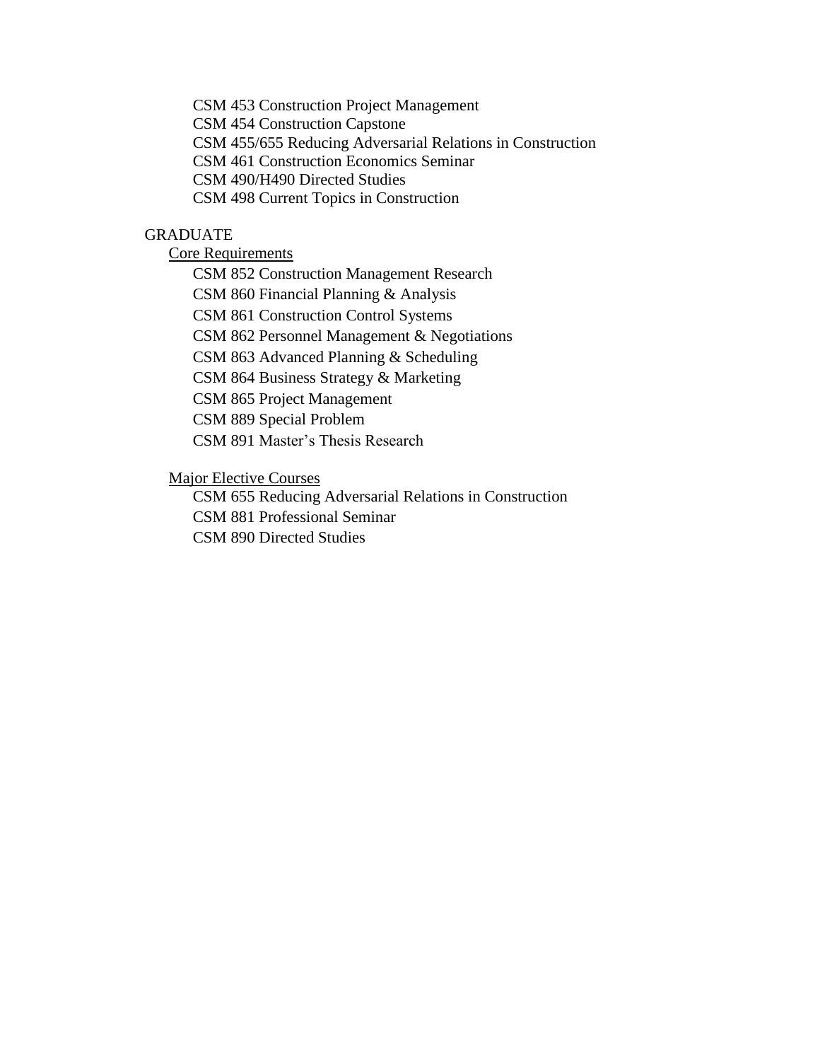- CSM 453 Construction Project Management
- CSM 454 Construction Capstone
- CSM 455/655 Reducing Adversarial Relations in Construction
- CSM 461 Construction Economics Seminar
- CSM 490/H490 Directed Studies
- CSM 498 Current Topics in Construction

GRADUATE

Core Requirements

- CSM 852 Construction Management Research
- CSM 860 Financial Planning & Analysis
- CSM 861 Construction Control Systems
- CSM 862 Personnel Management & Negotiations
- CSM 863 Advanced Planning & Scheduling
- CSM 864 Business Strategy & Marketing
- CSM 865 Project Management
- CSM 889 Special Problem
- CSM 891 Master's Thesis Research

Major Elective Courses

- CSM 655 Reducing Adversarial Relations in Construction
- CSM 881 Professional Seminar
- CSM 890 Directed Studies